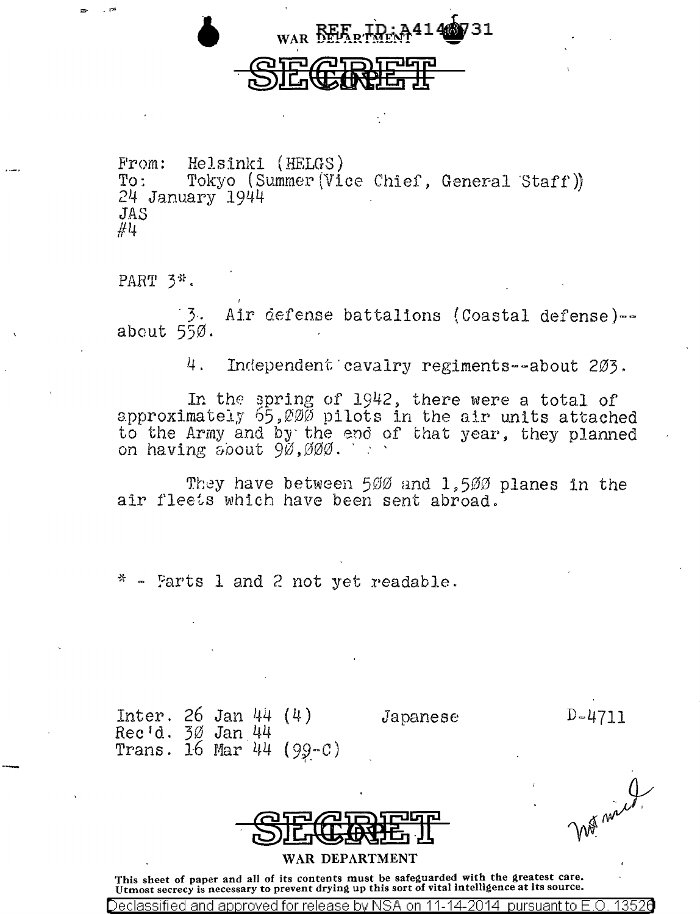WAR DEPARTMENT

REF ID:A41431

SECRET

From: Helsinki (HELGS)
To: Tokyo (Summer (Vice Chief, General Staff))
24 January 1944
JAS
#4

PART 3*.

3. Air defense battalions (Coastal defense)--about 550.

4. Independent cavalry regiments--about 203.

In the spring of 1942, there were a total of approximately 65,000 pilots in the air units attached to the Army and by the end of that year, they planned on having about 90,000.

They have between 500 and 1,500 planes in the air fleets which have been sent abroad.

\* - Parts 1 and 2 not yet readable.

Inter. 26 Jan 44 (4) Japanese D-4711
Rec'd. 30 Jan 44
Trans. 16 Mar 44 (99-C)

SECRET

WAR DEPARTMENT

This sheet of paper and all of its contents must be safeguarded with the greatest care. Utmost secrecy is necessary to prevent drying up this sort of vital intelligence at its source.

Declassified and approved for release by NSA on 11-14-2014 pursuant to E.O. 13526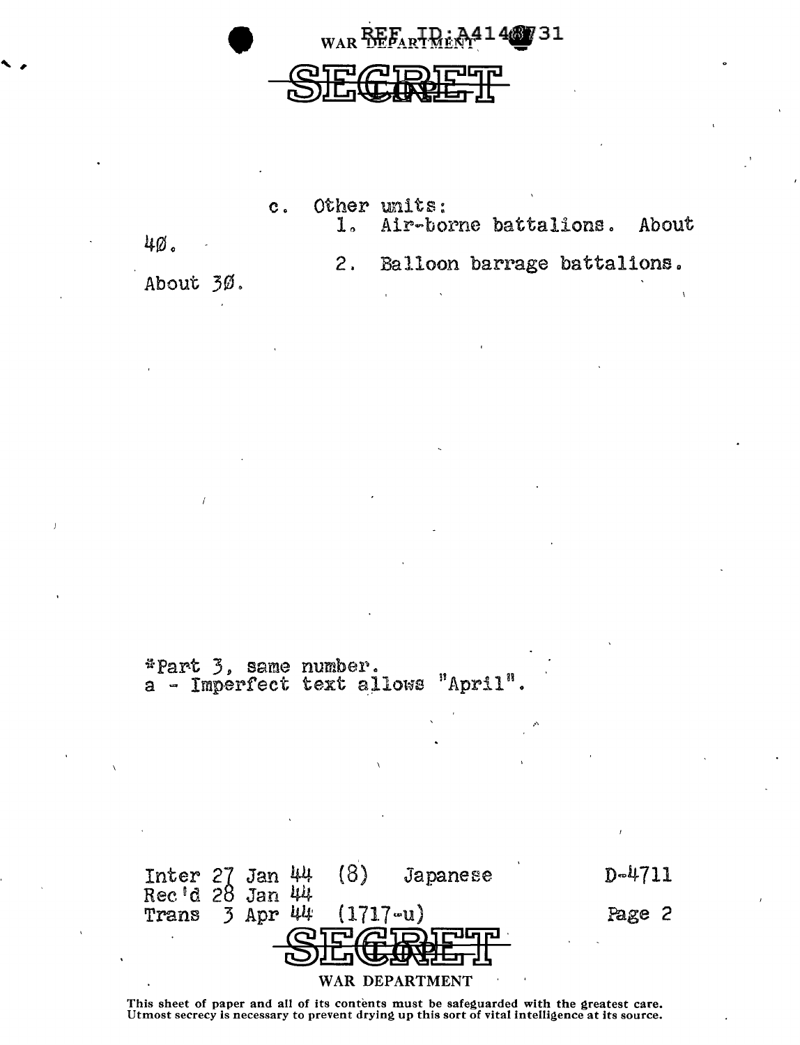c. Other units:

1. Air-borne battalions. About 4Ø.

2. Balloon barrage battalions. About 3Ø.

*Part 3, same number.
a - Imperfect text allows "April".

Inter 27 Jan 44 (8) Japanese D-4711
Rec'd 28 Jan 44
Trans 3 Apr 44 (1717-u)

This sheet of paper and all of its contents must be safeguarded with the greatest care.
Utmost secrecy is necessary to prevent drying up this sort of vital intelligence at its source.